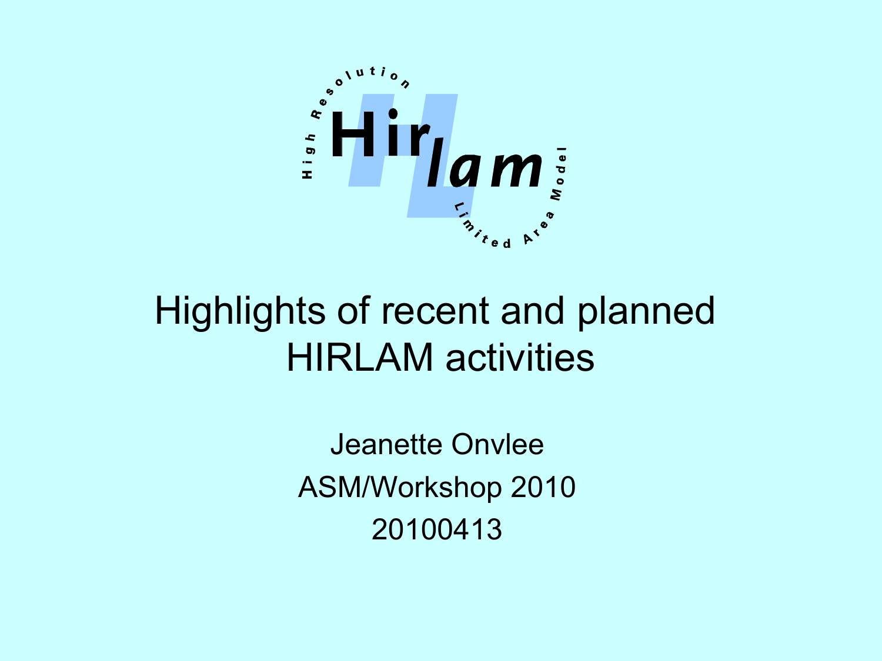# Highlights of recent and planned HIRLAM activities

Jeanette Onvlee

ASM/Workshop 2010

20100413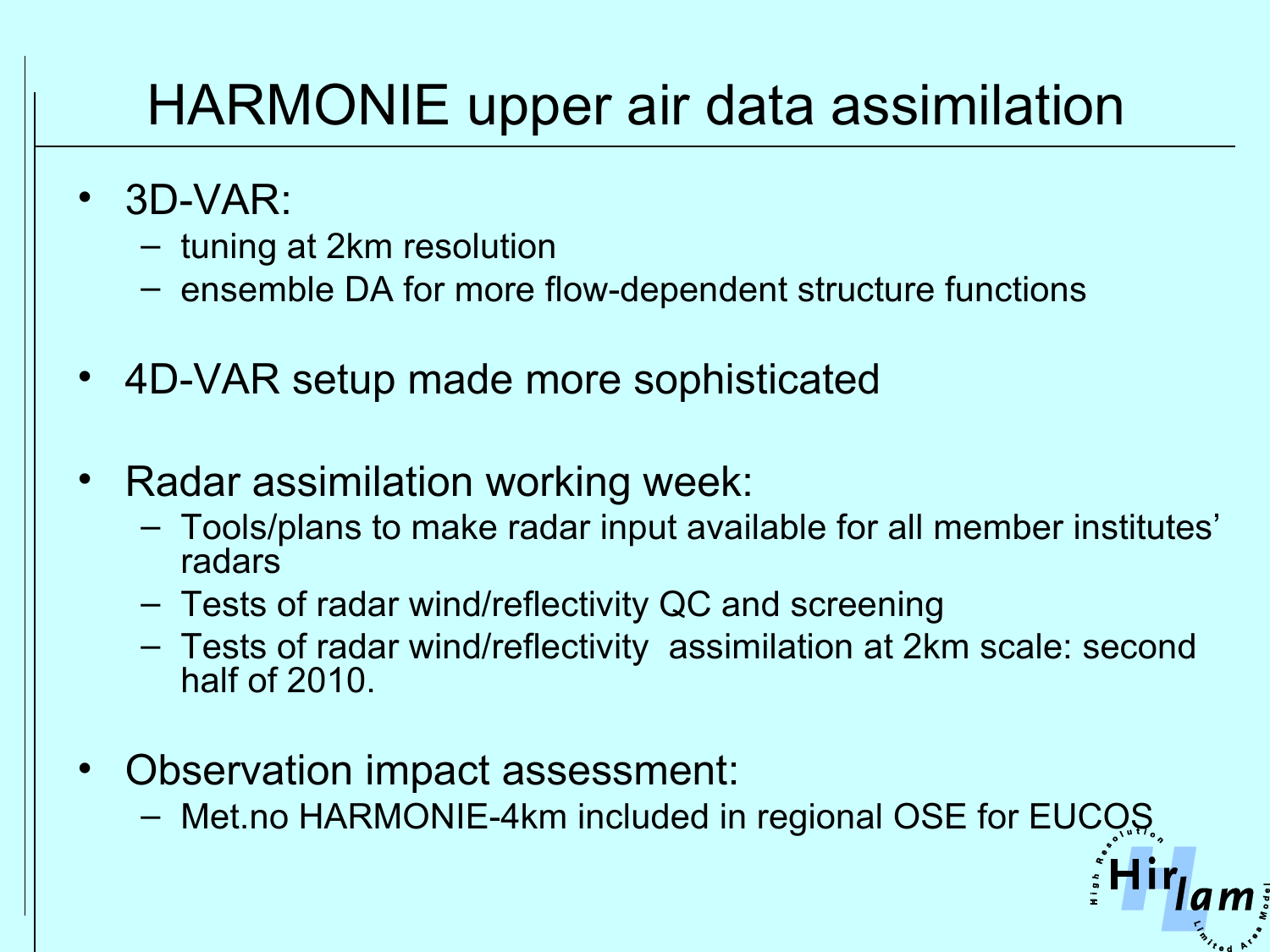# HARMONIE upper air data assimilation

- 3D-VAR:
  - tuning at 2km resolution
  - ensemble DA for more flow-dependent structure functions
- 4D-VAR setup made more sophisticated
- Radar assimilation working week:
  - Tools/plans to make radar input available for all member institutes' radars
  - Tests of radar wind/reflectivity QC and screening
  - Tests of radar wind/reflectivity assimilation at 2km scale: second half of 2010.
- Observation impact assessment:
  - Met.no HARMONIE-4km included in regional OSE for EUCOS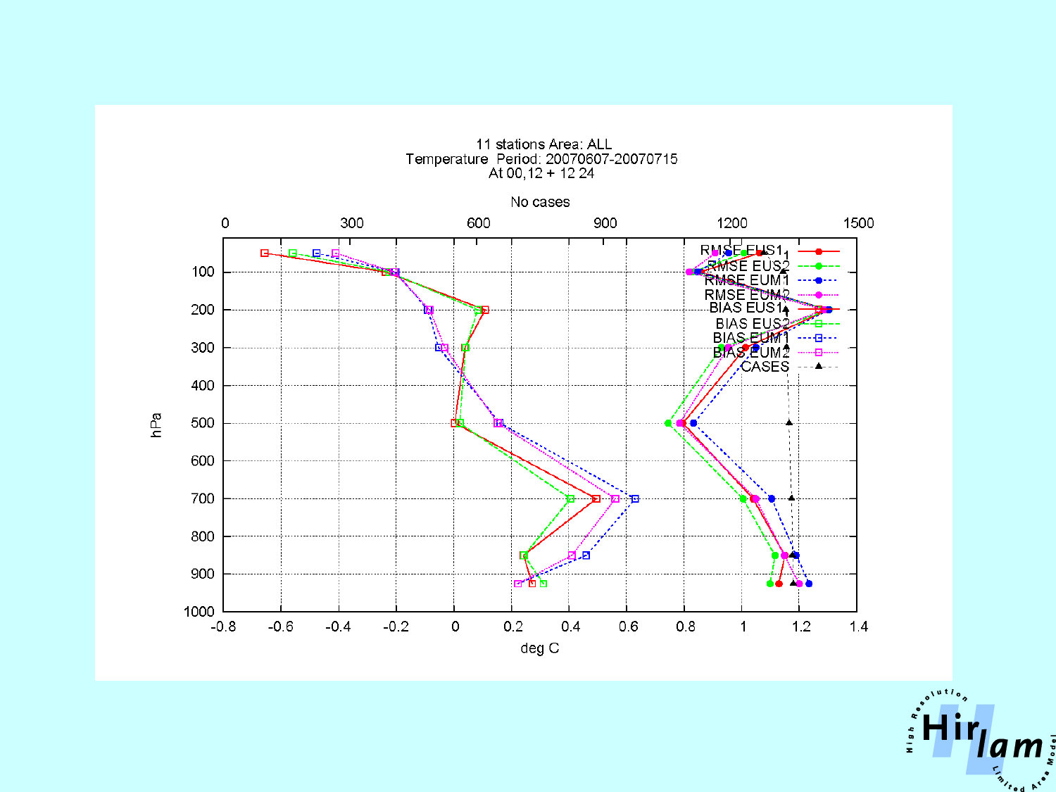11 stations Area: ALL
Temperature Period: 20070607-20070715
At 00,12 + 12 24

No cases

0 300 600 900 1200 1500

RMSE EUS1
RMSE EUS2
RMSE EUM1
RMSE EUM2
BIAS EUS1
BIAS EUS2
BIAS EUM1
BIAS EUM2
CASES

hPa

100 200 300 400 500 600 700 800 900 1000

-0.8 -0.6 -0.4 -0.2 0 0.2 0.4 0.6 0.8 1 1.2 1.4

deg C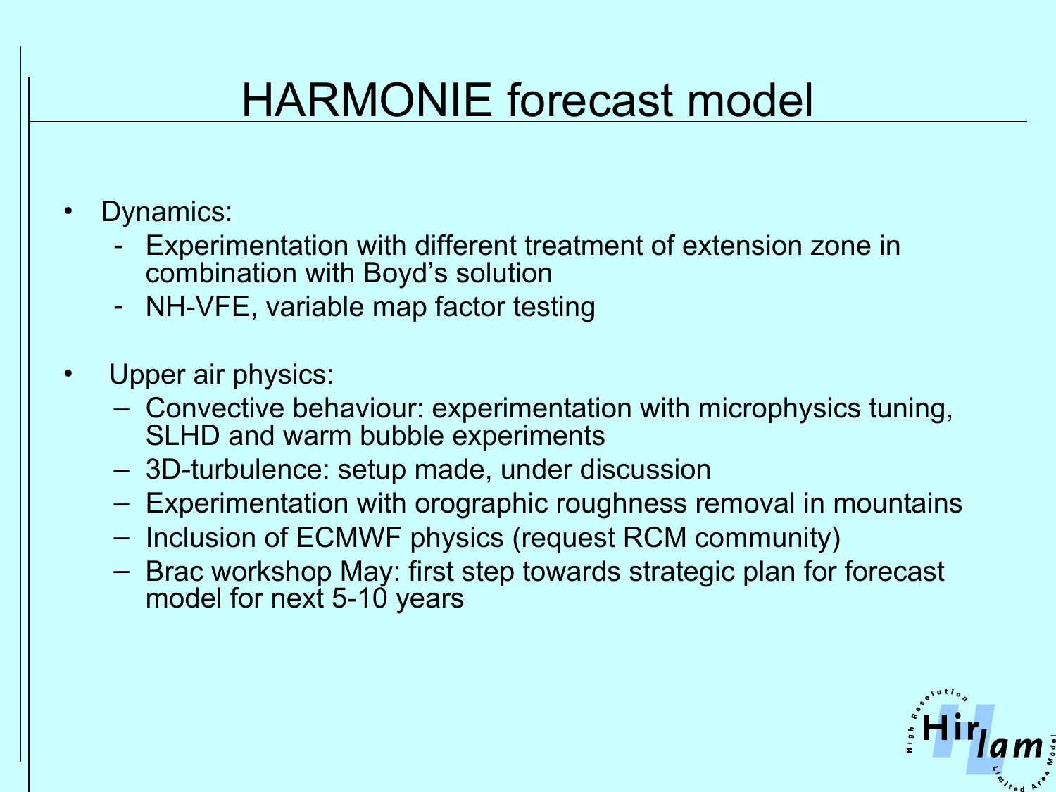# HARMONIE forecast model

- Dynamics:
  - Experimentation with different treatment of extension zone in combination with Boyd's solution
  - NH-VFE, variable map factor testing

- Upper air physics:
  - Convective behaviour: experimentation with microphysics tuning, SLHD and warm bubble experiments
  - 3D-turbulence: setup made, under discussion
  - Experimentation with orographic roughness removal in mountains
  - Inclusion of ECMWF physics (request RCM community)
  - Brac workshop May: first step towards strategic plan for forecast model for next 5-10 years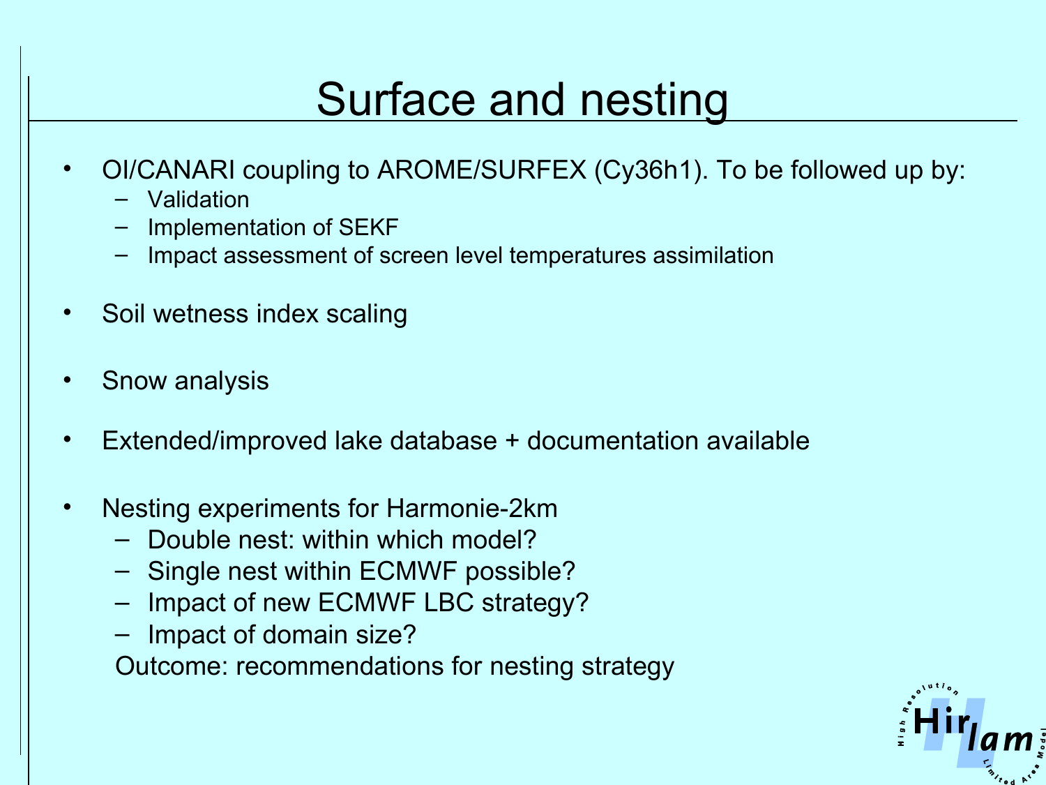# Surface and nesting

- OI/CANARI coupling to AROME/SURFEX (Cy36h1). To be followed up by:
  - Validation
  - Implementation of SEKF
  - Impact assessment of screen level temperatures assimilation
- Soil wetness index scaling
- Snow analysis
- Extended/improved lake database + documentation available
- Nesting experiments for Harmonie-2km
  - Double nest: within which model?
  - Single nest within ECMWF possible?
  - Impact of new ECMWF LBC strategy?
  - Impact of domain size?

  Outcome: recommendations for nesting strategy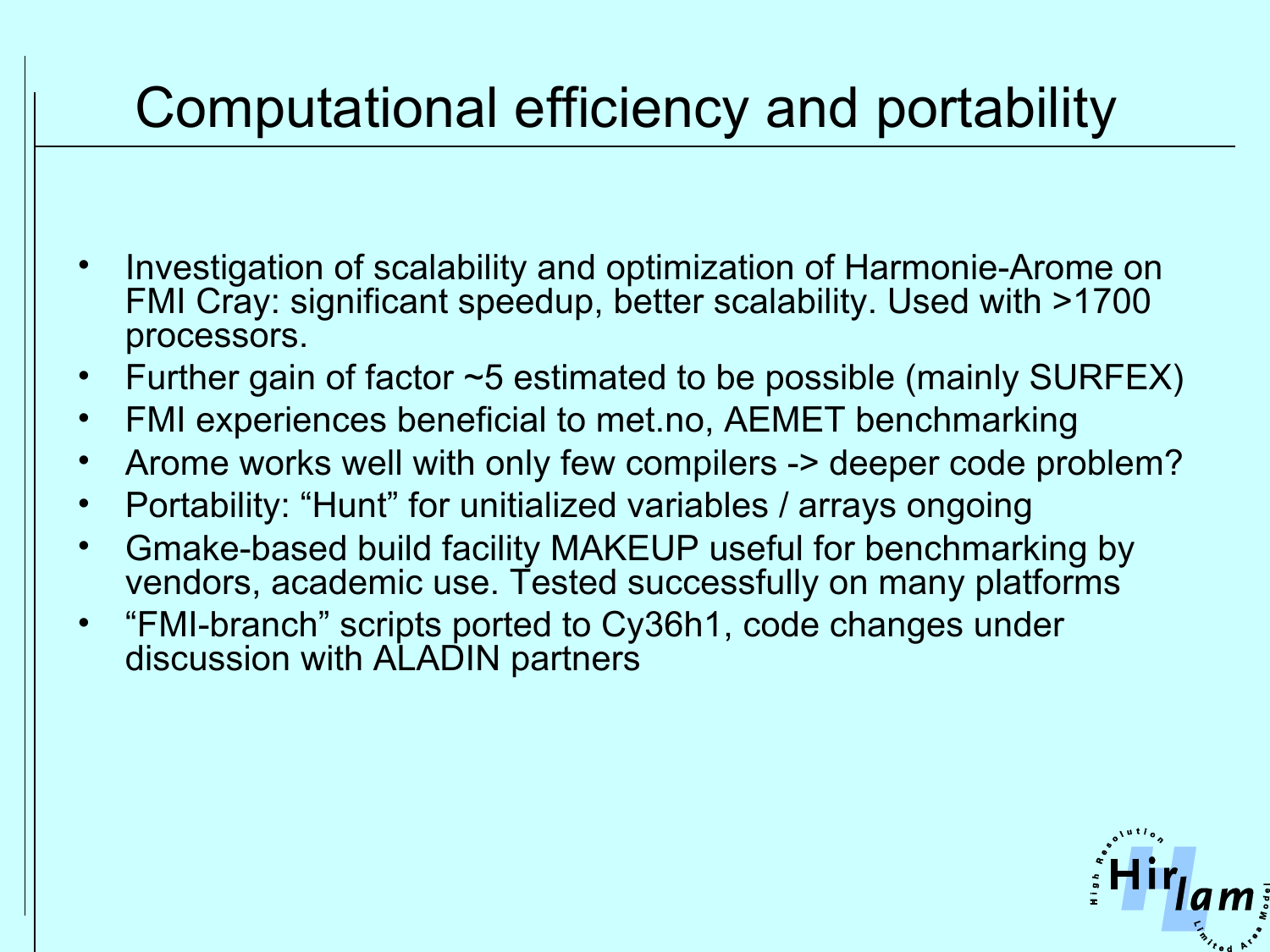# Computational efficiency and portability

- Investigation of scalability and optimization of Harmonie-Arome on FMI Cray: significant speedup, better scalability. Used with >1700 processors.
- Further gain of factor ~5 estimated to be possible (mainly SURFEX)
- FMI experiences beneficial to met.no, AEMET benchmarking
- Arome works well with only few compilers -> deeper code problem?
- Portability: “Hunt” for unitialized variables / arrays ongoing
- Gmake-based build facility MAKEUP useful for benchmarking by vendors, academic use. Tested successfully on many platforms
- “FMI-branch” scripts ported to Cy36h1, code changes under discussion with ALADIN partners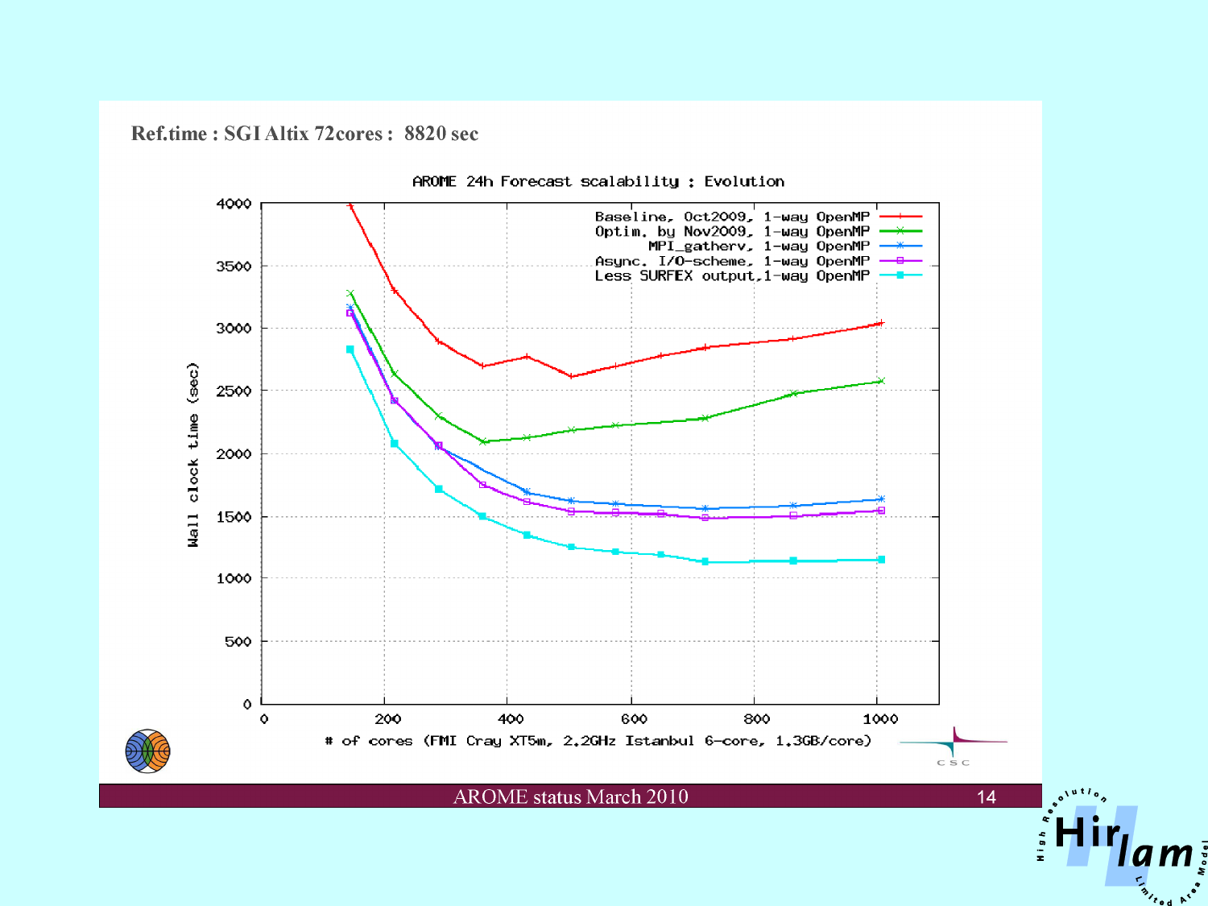**Ref.time : SGI Altix 72cores : 8820 sec**

AROME 24h Forecast scalability : Evolution

- Baseline, Oct2009, 1-way OpenMP
- Optim. by Nov2009, 1-way OpenMP
- MPI_gatherv, 1-way OpenMP
- Async. I/O-scheme, 1-way OpenMP
- Less SURFEX output, 1-way OpenMP

Wall clock time (sec)

# of cores (FMI Cray XT5m, 2.2GHz Istanbul 6-core, 1.3GB/core)

AROME status March 2010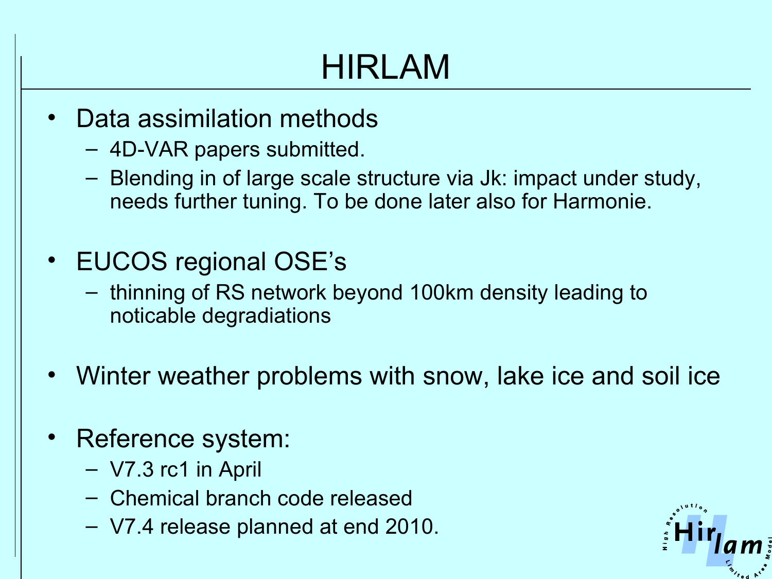# HIRLAM

- Data assimilation methods
  - 4D-VAR papers submitted.
  - Blending in of large scale structure via Jk: impact under study, needs further tuning. To be done later also for Harmonie.

- EUCOS regional OSE's
  - thinning of RS network beyond 100km density leading to noticable degradiations

- Winter weather problems with snow, lake ice and soil ice

- Reference system:
  - V7.3 rc1 in April
  - Chemical branch code released
  - V7.4 release planned at end 2010.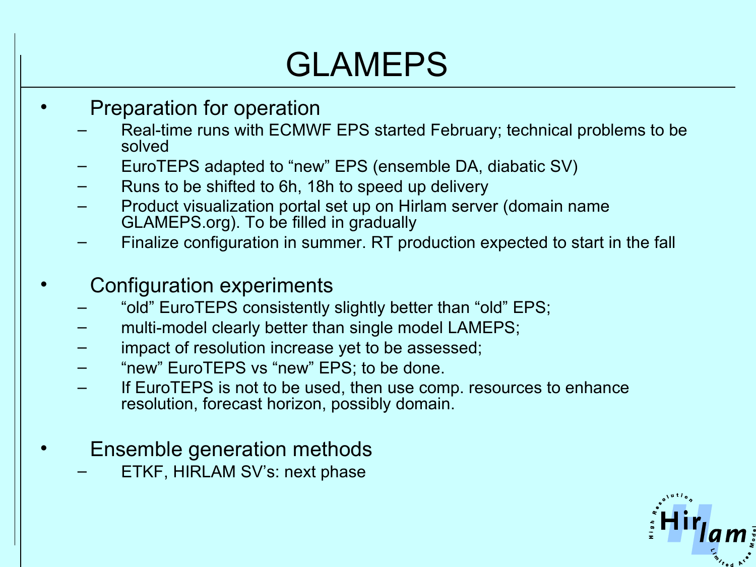# GLAMEPS

- Preparation for operation
  - Real-time runs with ECMWF EPS started February; technical problems to be solved
  - EuroTEPS adapted to “new” EPS (ensemble DA, diabatic SV)
  - Runs to be shifted to 6h, 18h to speed up delivery
  - Product visualization portal set up on Hirlam server (domain name GLAMEPS.org). To be filled in gradually
  - Finalize configuration in summer. RT production expected to start in the fall

- Configuration experiments
  - “old” EuroTEPS consistently slightly better than “old” EPS;
  - multi-model clearly better than single model LAMEPS;
  - impact of resolution increase yet to be assessed;
  - “new” EuroTEPS vs “new” EPS; to be done.
  - If EuroTEPS is not to be used, then use comp. resources to enhance resolution, forecast horizon, possibly domain.

- Ensemble generation methods
  - ETKF, HIRLAM SV’s: next phase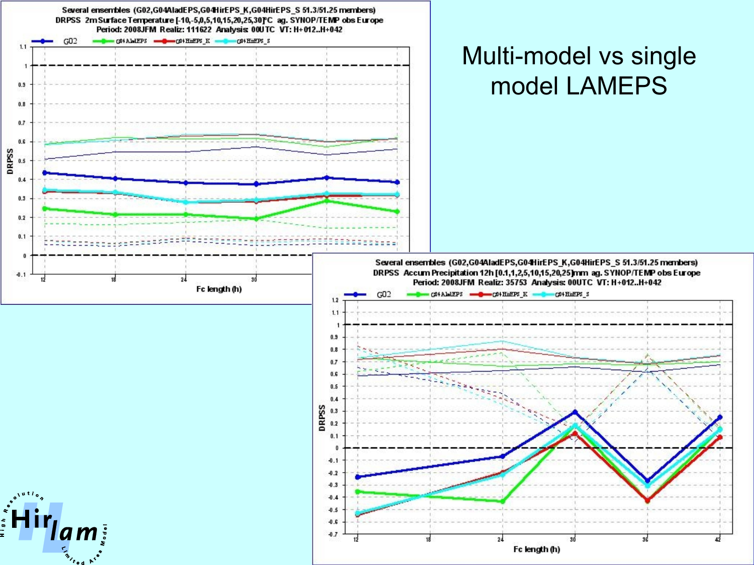# Multi-model vs single model LAMEPS

Several ensembles (G02,G04AladEPS,G04HirEPS_K,G04HirEPS_S 51.3/51.25 members)
DRPSS 2m Surface Temperature [-10,-5,0,5,10,15,20,25,30]°C ag. SYNOP/TEMP obs Europe
Period: 2008JFM Realiz: 111622 Analysis: 00UTC VT: H+012..H+042

Several ensembles (G02,G04AladEPS,G04HirEPS_K,G04HirEPS_S 51.3/51.25 members)
DRPSS Accum Precipitation 12h [0.1,1,2,5,10,15,20,25]mm ag. SYNOP/TEMP obs Europe
Period: 2008JFM Realiz: 35753 Analysis: 00UTC VT: H+012..H+042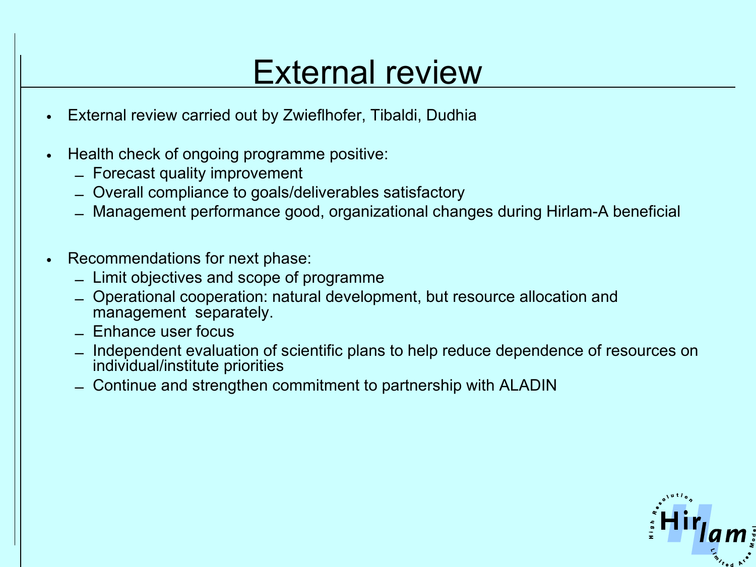# External review

- External review carried out by Zwieflhofer, Tibaldi, Dudhia
- Health check of ongoing programme positive:
  - Forecast quality improvement
  - Overall compliance to goals/deliverables satisfactory
  - Management performance good, organizational changes during Hirlam-A beneficial
- Recommendations for next phase:
  - Limit objectives and scope of programme
  - Operational cooperation: natural development, but resource allocation and management separately.
  - Enhance user focus
  - Independent evaluation of scientific plans to help reduce dependence of resources on individual/institute priorities
  - Continue and strengthen commitment to partnership with ALADIN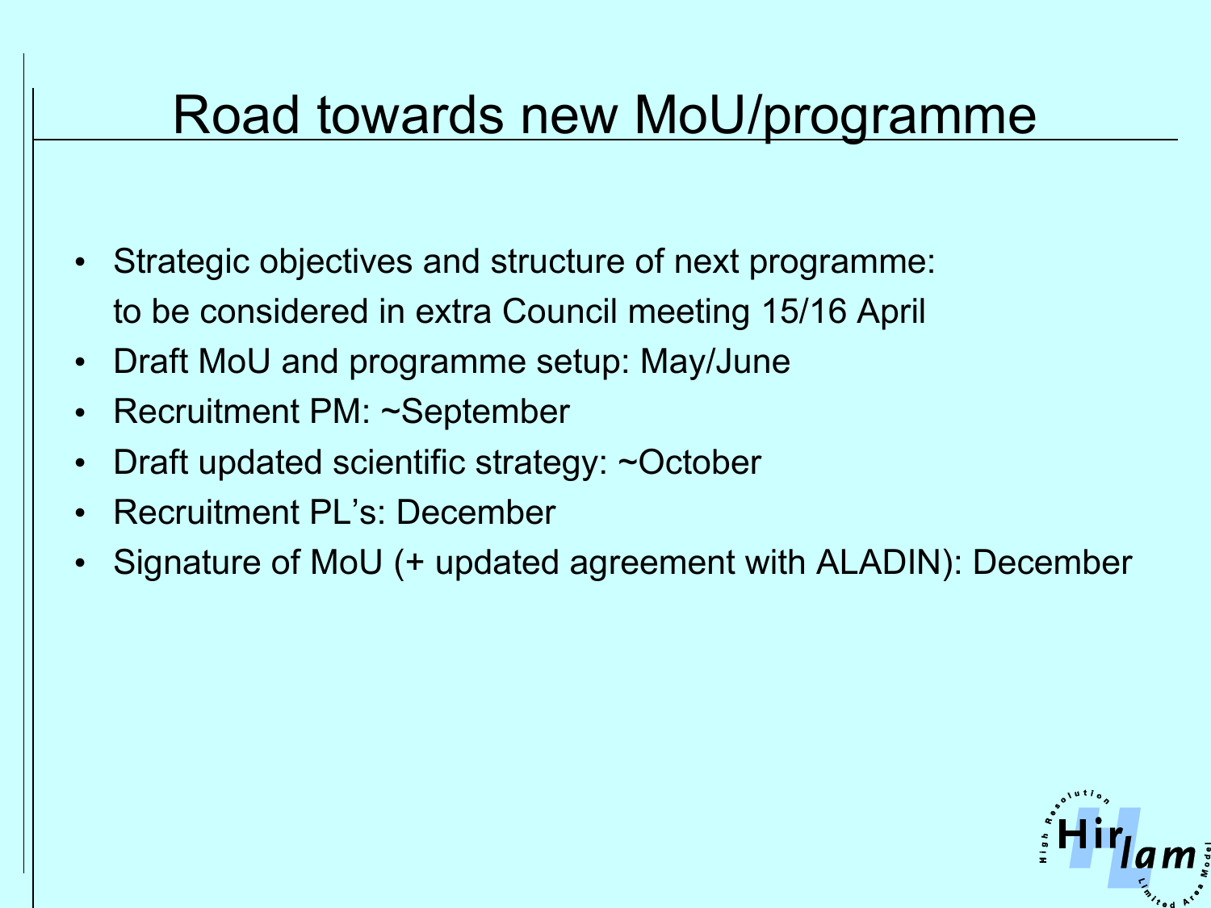# Road towards new MoU/programme

- Strategic objectives and structure of next programme: to be considered in extra Council meeting 15/16 April
- Draft MoU and programme setup: May/June
- Recruitment PM: ~September
- Draft updated scientific strategy: ~October
- Recruitment PL's: December
- Signature of MoU (+ updated agreement with ALADIN): December